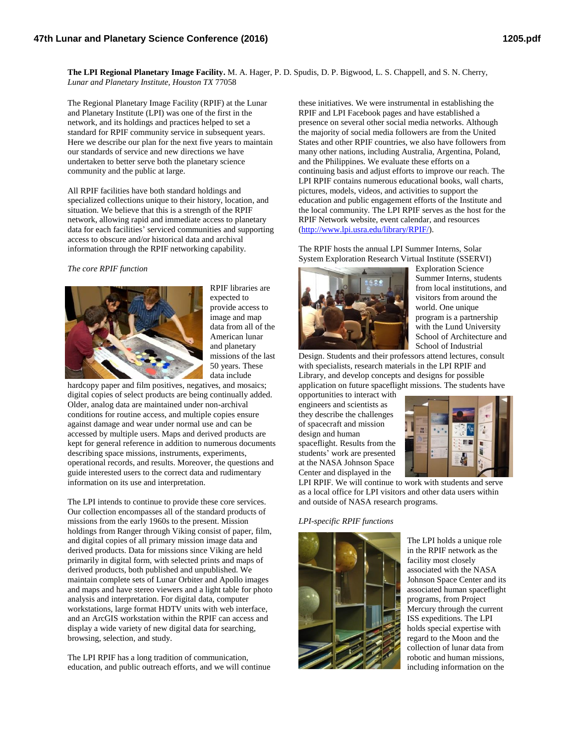**The LPI Regional Planetary Image Facility.** M. A. Hager, P. D. Spudis, D. P. Bigwood, L. S. Chappell, and S. N. Cherry, *Lunar and Planetary Institute, Houston TX* 77058

The Regional Planetary Image Facility (RPIF) at the Lunar and Planetary Institute (LPI) was one of the first in the network, and its holdings and practices helped to set a standard for RPIF community service in subsequent years. Here we describe our plan for the next five years to maintain our standards of service and new directions we have undertaken to better serve both the planetary science community and the public at large.

All RPIF facilities have both standard holdings and specialized collections unique to their history, location, and situation. We believe that this is a strength of the RPIF network, allowing rapid and immediate access to planetary data for each facilities' serviced communities and supporting access to obscure and/or historical data and archival information through the RPIF networking capability.

*The core RPIF function*

RPIF libraries are expected to provide access to image and map data from all of the American lunar and planetary missions of the last 50 years. These data include hardcopy paper and film positives, negatives, and mosaics; digital copies of select products are being continually added. Older, analog data are maintained under non-archival conditions for routine access, and multiple copies ensure against damage and wear under normal use and can be accessed by multiple users. Maps and derived products are kept for general reference in addition to numerous documents describing space missions, instruments, experiments, operational records, and results. Moreover, the questions and guide interested users to the correct data and rudimentary information on its use and interpretation.

The LPI intends to continue to provide these core services. Our collection encompasses all of the standard products of missions from the early 1960s to the present. Mission holdings from Ranger through Viking consist of paper, film, and digital copies of all primary mission image data and derived products. Data for missions since Viking are held primarily in digital form, with selected prints and maps of derived products, both published and unpublished. We maintain complete sets of Lunar Orbiter and Apollo images and maps and have stereo viewers and a light table for photo analysis and interpretation. For digital data, computer workstations, large format HDTV units with web interface, and an ArcGIS workstation within the RPIF can access and display a wide variety of new digital data for searching, browsing, selection, and study.

The LPI RPIF has a long tradition of communication, education, and public outreach efforts, and we will continue these initiatives. We were instrumental in establishing the RPIF and LPI Facebook pages and have established a presence on several other social media networks. Although the majority of social media followers are from the United States and other RPIF countries, we also have followers from many other nations, including Australia, Argentina, Poland, and the Philippines. We evaluate these efforts on a continuing basis and adjust efforts to improve our reach. The LPI RPIF contains numerous educational books, wall charts, pictures, models, videos, and activities to support the education and public engagement efforts of the Institute and the local community. The LPI RPIF serves as the host for the RPIF Network website, event calendar, and resources (http://www.lpi.usra.edu/library/RPIF/).

The RPIF hosts the annual LPI Summer Interns, Solar System Exploration Research Virtual Institute (SSERVI) Exploration Science Summer Interns, students from local institutions, and visitors from around the world. One unique program is a partnership with the Lund University School of Architecture and School of Industrial Design. Students and their professors attend lectures, consult with specialists, research materials in the LPI RPIF and Library, and develop concepts and designs for possible application on future spaceflight missions. The students have opportunities to interact with engineers and scientists as they describe the challenges of spacecraft and mission design and human spaceflight. Results from the students' work are presented at the NASA Johnson Space Center and displayed in the LPI RPIF. We will continue to work with students and serve as a local office for LPI visitors and other data users within and outside of NASA research programs.

*LPI-specific RPIF functions*

The LPI holds a unique role in the RPIF network as the facility most closely associated with the NASA Johnson Space Center and its associated human spaceflight programs, from Project Mercury through the current ISS expeditions. The LPI holds special expertise with regard to the Moon and the collection of lunar data from robotic and human missions, including information on the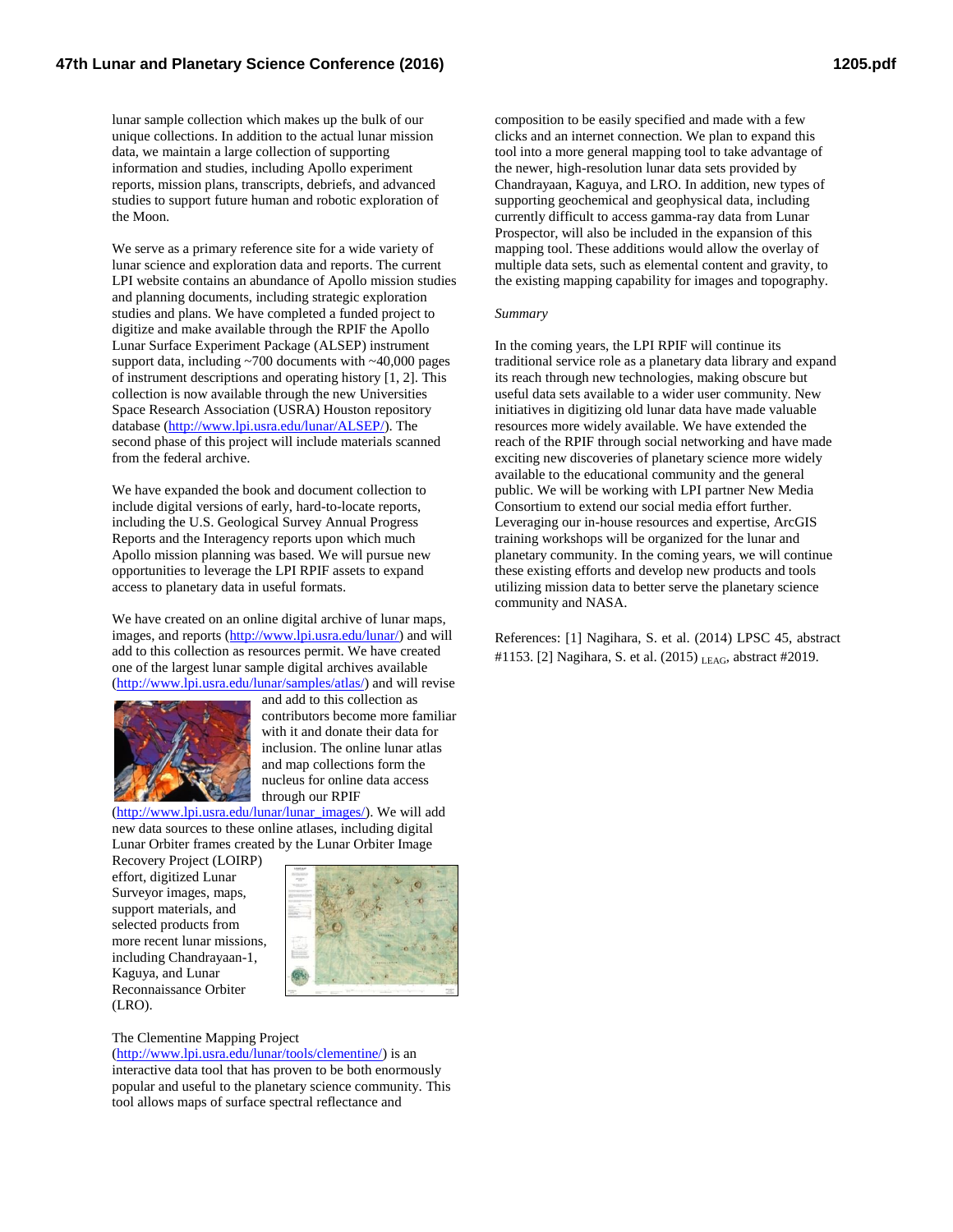lunar sample collection which makes up the bulk of our unique collections. In addition to the actual lunar mission data, we maintain a large collection of supporting information and studies, including Apollo experiment reports, mission plans, transcripts, debriefs, and advanced studies to support future human and robotic exploration of the Moon.

We serve as a primary reference site for a wide variety of lunar science and exploration data and reports. The current LPI website contains an abundance of Apollo mission studies and planning documents, including strategic exploration studies and plans. We have completed a funded project to digitize and make available through the RPIF the Apollo Lunar Surface Experiment Package (ALSEP) instrument support data, including ~700 documents with ~40,000 pages of instrument descriptions and operating history [1, 2]. This collection is now available through the new Universities Space Research Association (USRA) Houston repository database (http://www.lpi.usra.edu/lunar/ALSEP/). The second phase of this project will include materials scanned from the federal archive.

We have expanded the book and document collection to include digital versions of early, hard-to-locate reports, including the U.S. Geological Survey Annual Progress Reports and the Interagency reports upon which much Apollo mission planning was based. We will pursue new opportunities to leverage the LPI RPIF assets to expand access to planetary data in useful formats.

We have created on an online digital archive of lunar maps, images, and reports (http://www.lpi.usra.edu/lunar/) and will add to this collection as resources permit. We have created one of the largest lunar sample digital archives available (http://www.lpi.usra.edu/lunar/samples/atlas/) and will revise and add to this collection as contributors become more familiar with it and donate their data for inclusion. The online lunar atlas and map collections form the nucleus for online data access through our RPIF (http://www.lpi.usra.edu/lunar/lunar_images/). We will add new data sources to these online atlases, including digital Lunar Orbiter frames created by the Lunar Orbiter Image Recovery Project (LOIRP) effort, digitized Lunar Surveyor images, maps, support materials, and selected products from more recent lunar missions, including Chandrayaan-1, Kaguya, and Lunar Reconnaissance Orbiter (LRO).

The Clementine Mapping Project (http://www.lpi.usra.edu/lunar/tools/clementine/) is an interactive data tool that has proven to be both enormously popular and useful to the planetary science community. This tool allows maps of surface spectral reflectance and composition to be easily specified and made with a few clicks and an internet connection. We plan to expand this tool into a more general mapping tool to take advantage of the newer, high-resolution lunar data sets provided by Chandrayaan, Kaguya, and LRO. In addition, new types of supporting geochemical and geophysical data, including currently difficult to access gamma-ray data from Lunar Prospector, will also be included in the expansion of this mapping tool. These additions would allow the overlay of multiple data sets, such as elemental content and gravity, to the existing mapping capability for images and topography.

*Summary*

In the coming years, the LPI RPIF will continue its traditional service role as a planetary data library and expand its reach through new technologies, making obscure but useful data sets available to a wider user community. New initiatives in digitizing old lunar data have made valuable resources more widely available. We have extended the reach of the RPIF through social networking and have made exciting new discoveries of planetary science more widely available to the educational community and the general public. We will be working with LPI partner New Media Consortium to extend our social media effort further. Leveraging our in-house resources and expertise, ArcGIS training workshops will be organized for the lunar and planetary community. In the coming years, we will continue these existing efforts and develop new products and tools utilizing mission data to better serve the planetary science community and NASA.

References: [1] Nagihara, S. et al. (2014) LPSC 45, abstract #1153. [2] Nagihara, S. et al. (2015) $_{\text{LEAG}}$, abstract #2019.